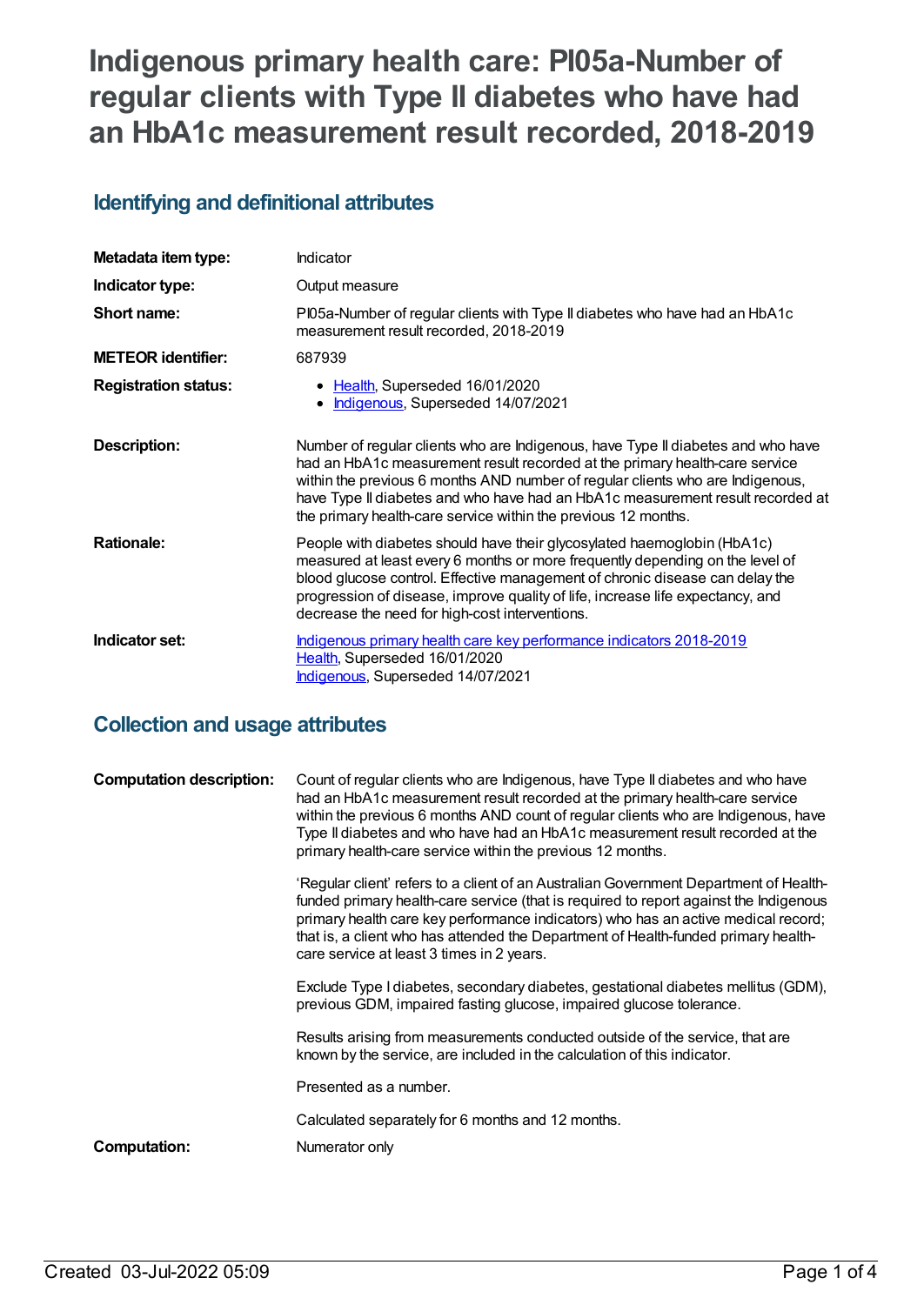# Indigenous primary health care: PI05a-Number of regular clients with Type II diabetes who have had an HbA1c measurement result recorded, 2018-2019

## Identifying and definitional attributes

| | |
|---|---|
| **Metadata item type:** | Indicator |
| **Indicator type:** | Output measure |
| **Short name:** | PI05a-Number of regular clients with Type II diabetes who have had an HbA1c measurement result recorded, 2018-2019 |
| **METEOR identifier:** | 687939 |
| **Registration status:** | • Health, Superseded 16/01/2020<br>• Indigenous, Superseded 14/07/2021 |
| **Description:** | Number of regular clients who are Indigenous, have Type II diabetes and who have had an HbA1c measurement result recorded at the primary health-care service within the previous 6 months AND number of regular clients who are Indigenous, have Type II diabetes and who have had an HbA1c measurement result recorded at the primary health-care service within the previous 12 months. |
| **Rationale:** | People with diabetes should have their glycosylated haemoglobin (HbA1c) measured at least every 6 months or more frequently depending on the level of blood glucose control. Effective management of chronic disease can delay the progression of disease, improve quality of life, increase life expectancy, and decrease the need for high-cost interventions. |
| **Indicator set:** | Indigenous primary health care key performance indicators 2018-2019<br>Health, Superseded 16/01/2020<br>Indigenous, Superseded 14/07/2021 |

## Collection and usage attributes

| | |
|---|---|
| **Computation description:** | Count of regular clients who are Indigenous, have Type II diabetes and who have had an HbA1c measurement result recorded at the primary health-care service within the previous 6 months AND count of regular clients who are Indigenous, have Type II diabetes and who have had an HbA1c measurement result recorded at the primary health-care service within the previous 12 months.<br><br>'Regular client' refers to a client of an Australian Government Department of Health-funded primary health-care service (that is required to report against the Indigenous primary health care key performance indicators) who has an active medical record; that is, a client who has attended the Department of Health-funded primary health-care service at least 3 times in 2 years.<br><br>Exclude Type I diabetes, secondary diabetes, gestational diabetes mellitus (GDM), previous GDM, impaired fasting glucose, impaired glucose tolerance.<br><br>Results arising from measurements conducted outside of the service, that are known by the service, are included in the calculation of this indicator.<br><br>Presented as a number.<br><br>Calculated separately for 6 months and 12 months. |
| **Computation:** | Numerator only |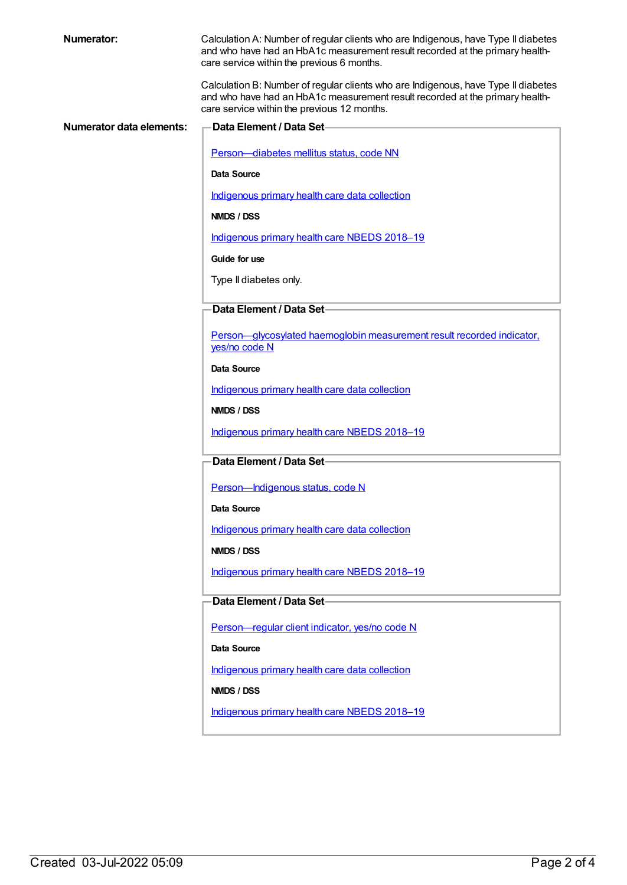**Numerator:**

Calculation A: Number of regular clients who are Indigenous, have Type II diabetes and who have had an HbA1c measurement result recorded at the primary health-care service within the previous 6 months.

Calculation B: Number of regular clients who are Indigenous, have Type II diabetes and who have had an HbA1c measurement result recorded at the primary health-care service within the previous 12 months.

**Numerator data elements:**

**Data Element / Data Set**

Person—diabetes mellitus status, code NN

**Data Source**

Indigenous primary health care data collection

**NMDS / DSS**

Indigenous primary health care NBEDS 2018–19

**Guide for use**

Type II diabetes only.

**Data Element / Data Set**

Person—glycosylated haemoglobin measurement result recorded indicator, yes/no code N

**Data Source**

Indigenous primary health care data collection

**NMDS / DSS**

Indigenous primary health care NBEDS 2018–19

**Data Element / Data Set**

Person—Indigenous status, code N

**Data Source**

Indigenous primary health care data collection

**NMDS / DSS**

Indigenous primary health care NBEDS 2018–19

**Data Element / Data Set**

Person—regular client indicator, yes/no code N

**Data Source**

Indigenous primary health care data collection

**NMDS / DSS**

Indigenous primary health care NBEDS 2018–19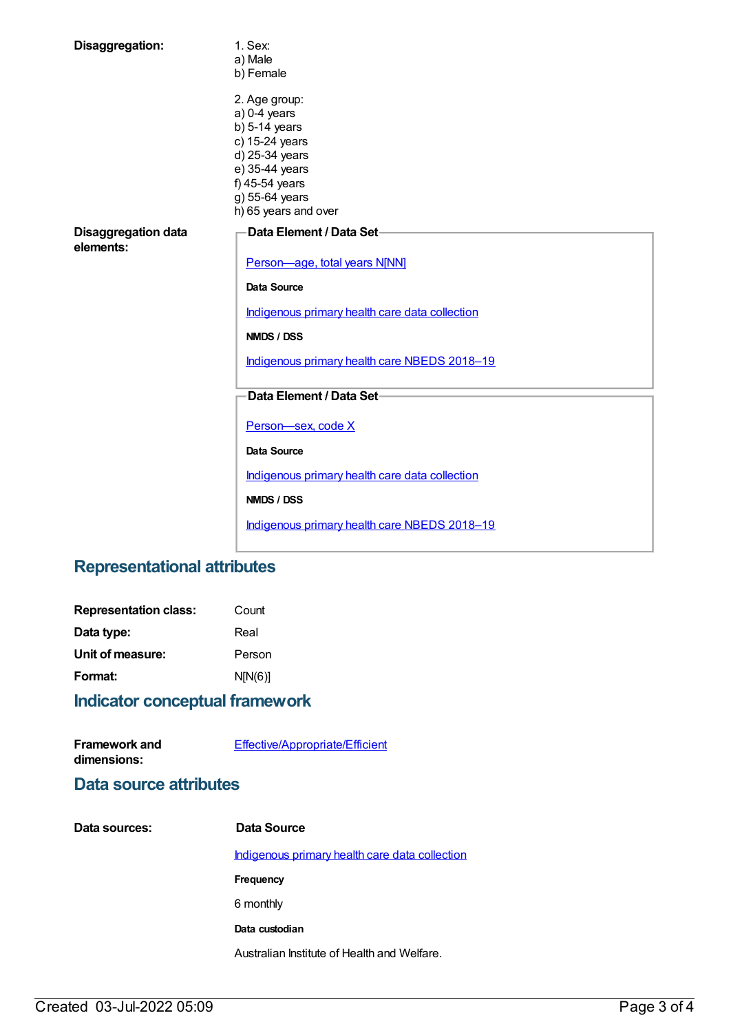**Disaggregation:**

1. Sex:
a) Male
b) Female

2. Age group:
a) 0-4 years
b) 5-14 years
c) 15-24 years
d) 25-34 years
e) 35-44 years
f) 45-54 years
g) 55-64 years
h) 65 years and over

**Disaggregation data elements:**

**Data Element / Data Set**

Person—age, total years N[NN]

**Data Source**

Indigenous primary health care data collection

**NMDS / DSS**

Indigenous primary health care NBEDS 2018–19

**Data Element / Data Set**

Person—sex, code X

**Data Source**

Indigenous primary health care data collection

**NMDS / DSS**

Indigenous primary health care NBEDS 2018–19

## Representational attributes

**Representation class:** Count

**Data type:** Real

**Unit of measure:** Person

**Format:** N[N(6)]

## Indicator conceptual framework

**Framework and dimensions:** Effective/Appropriate/Efficient

## Data source attributes

**Data sources:**

**Data Source**

Indigenous primary health care data collection

**Frequency**

6 monthly

**Data custodian**

Australian Institute of Health and Welfare.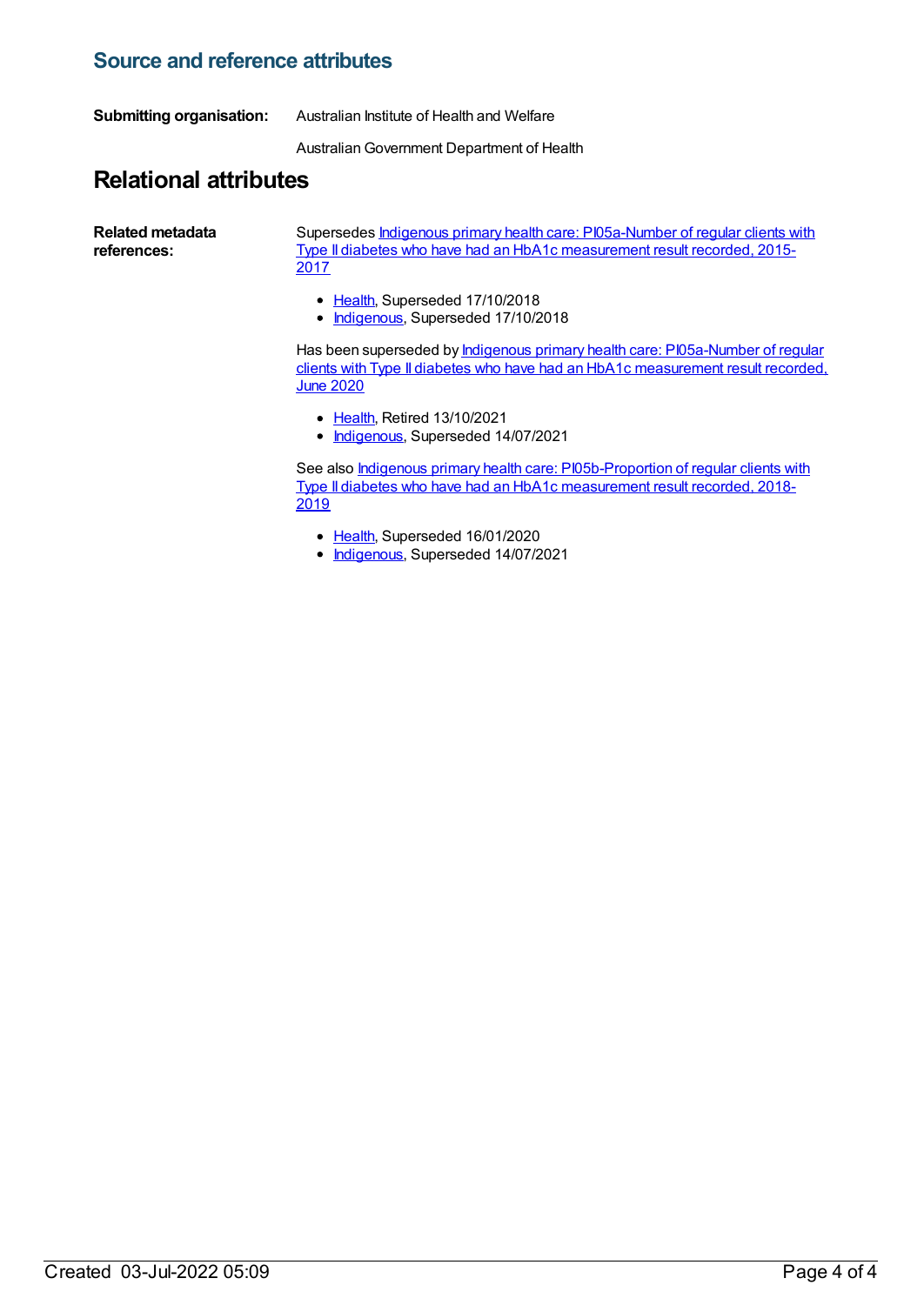## Source and reference attributes

**Submitting organisation:** Australian Institute of Health and Welfare

Australian Government Department of Health

# Relational attributes

**Related metadata references:**

Supersedes Indigenous primary health care: PI05a-Number of regular clients with Type II diabetes who have had an HbA1c measurement result recorded, 2015-2017

- Health, Superseded 17/10/2018
- Indigenous, Superseded 17/10/2018

Has been superseded by Indigenous primary health care: PI05a-Number of regular clients with Type II diabetes who have had an HbA1c measurement result recorded, June 2020

- Health, Retired 13/10/2021
- Indigenous, Superseded 14/07/2021

See also Indigenous primary health care: PI05b-Proportion of regular clients with Type II diabetes who have had an HbA1c measurement result recorded, 2018-2019

- Health, Superseded 16/01/2020
- Indigenous, Superseded 14/07/2021